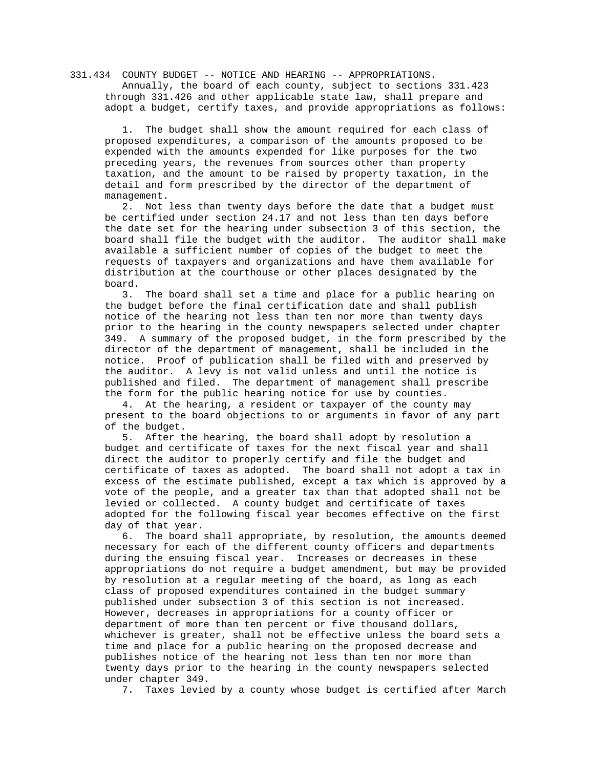# 331.434 COUNTY BUDGET -- NOTICE AND HEARING -- APPROPRIATIONS.

Annually, the board of each county, subject to sections 331.423 through 331.426 and other applicable state law, shall prepare and adopt a budget, certify taxes, and provide appropriations as follows:

1. The budget shall show the amount required for each class of proposed expenditures, a comparison of the amounts proposed to be expended with the amounts expended for like purposes for the two preceding years, the revenues from sources other than property taxation, and the amount to be raised by property taxation, in the detail and form prescribed by the director of the department of management.

2. Not less than twenty days before the date that a budget must be certified under section 24.17 and not less than ten days before the date set for the hearing under subsection 3 of this section, the board shall file the budget with the auditor. The auditor shall make available a sufficient number of copies of the budget to meet the requests of taxpayers and organizations and have them available for distribution at the courthouse or other places designated by the board.

3. The board shall set a time and place for a public hearing on the budget before the final certification date and shall publish notice of the hearing not less than ten nor more than twenty days prior to the hearing in the county newspapers selected under chapter 349. A summary of the proposed budget, in the form prescribed by the director of the department of management, shall be included in the notice. Proof of publication shall be filed with and preserved by the auditor. A levy is not valid unless and until the notice is published and filed. The department of management shall prescribe the form for the public hearing notice for use by counties.

4. At the hearing, a resident or taxpayer of the county may present to the board objections to or arguments in favor of any part of the budget.

5. After the hearing, the board shall adopt by resolution a budget and certificate of taxes for the next fiscal year and shall direct the auditor to properly certify and file the budget and certificate of taxes as adopted. The board shall not adopt a tax in excess of the estimate published, except a tax which is approved by a vote of the people, and a greater tax than that adopted shall not be levied or collected. A county budget and certificate of taxes adopted for the following fiscal year becomes effective on the first day of that year.

6. The board shall appropriate, by resolution, the amounts deemed necessary for each of the different county officers and departments during the ensuing fiscal year. Increases or decreases in these appropriations do not require a budget amendment, but may be provided by resolution at a regular meeting of the board, as long as each class of proposed expenditures contained in the budget summary published under subsection 3 of this section is not increased. However, decreases in appropriations for a county officer or department of more than ten percent or five thousand dollars, whichever is greater, shall not be effective unless the board sets a time and place for a public hearing on the proposed decrease and publishes notice of the hearing not less than ten nor more than twenty days prior to the hearing in the county newspapers selected under chapter 349.

7. Taxes levied by a county whose budget is certified after March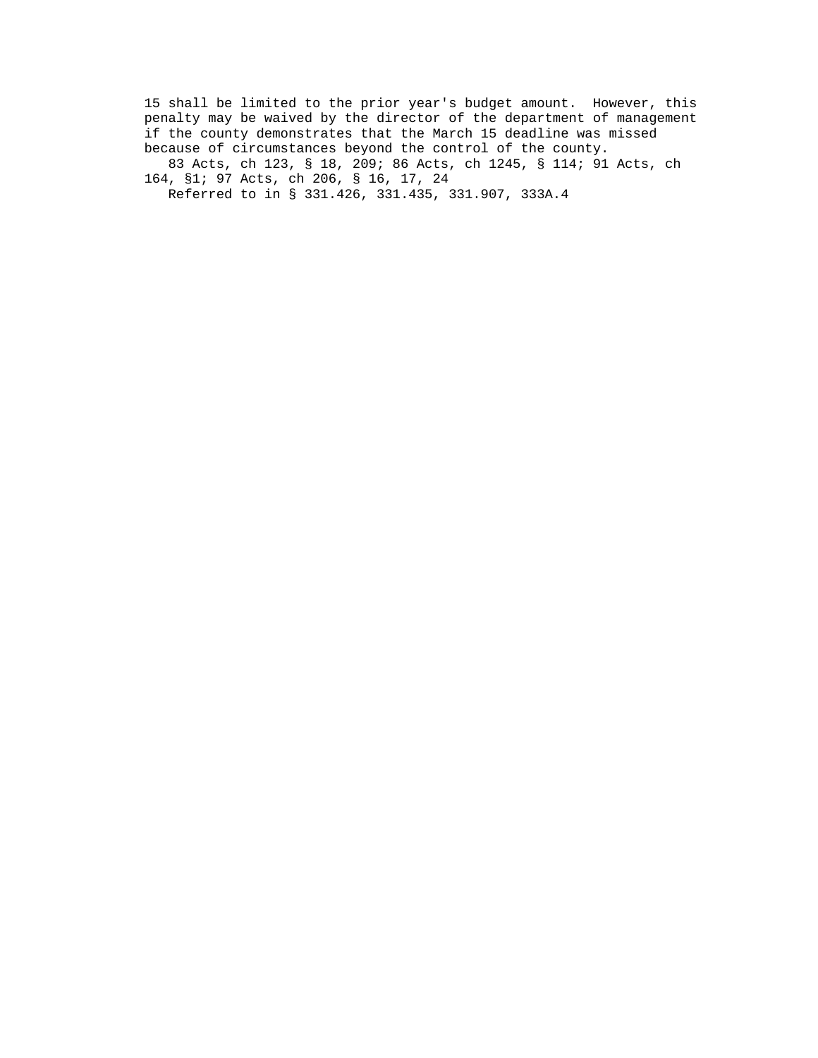15 shall be limited to the prior year's budget amount. However, this penalty may be waived by the director of the department of management if the county demonstrates that the March 15 deadline was missed because of circumstances beyond the control of the county.

83 Acts, ch 123, § 18, 209; 86 Acts, ch 1245, § 114; 91 Acts, ch 164, §1; 97 Acts, ch 206, § 16, 17, 24

Referred to in § 331.426, 331.435, 331.907, 333A.4